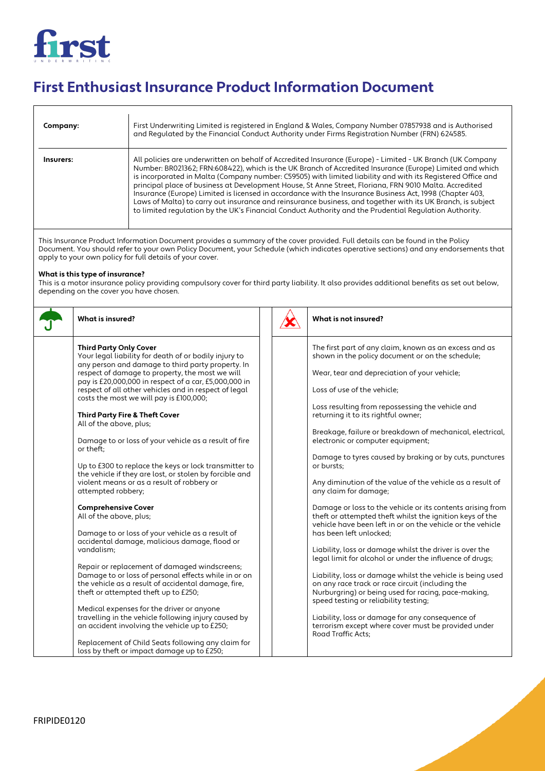# First Enthusiast Insurance Product Information Document

| | |
|---|---|
| **Company:** | First Underwriting Limited is registered in England & Wales, Company Number 07857938 and is Authorised and Regulated by the Financial Conduct Authority under Firms Registration Number (FRN) 624585. |
| **Insurers:** | All policies are underwritten on behalf of Accredited Insurance (Europe) - Limited - UK Branch (UK Company Number: BR021362; FRN:608422), which is the UK Branch of Accredited Insurance (Europe) Limited and which is incorporated in Malta (Company number: C59505) with limited liability and with its Registered Office and principal place of business at Development House, St Anne Street, Floriana, FRN 9010 Malta. Accredited Insurance (Europe) Limited is licensed in accordance with the Insurance Business Act, 1998 (Chapter 403, Laws of Malta) to carry out insurance and reinsurance business, and together with its UK Branch, is subject to limited regulation by the UK's Financial Conduct Authority and the Prudential Regulation Authority. |

This Insurance Product Information Document provides a summary of the cover provided. Full details can be found in the Policy Document. You should refer to your own Policy Document, your Schedule (which indicates operative sections) and any endorsements that apply to your own policy for full details of your cover.

**What is this type of insurance?**

This is a motor insurance policy providing compulsory cover for third party liability. It also provides additional benefits as set out below, depending on the cover you have chosen.

## What is insured?

**Third Party Only Cover**
Your legal liability for death of or bodily injury to any person and damage to third party property. In respect of damage to property, the most we will pay is £20,000,000 in respect of a car, £5,000,000 in respect of all other vehicles and in respect of legal costs the most we will pay is £100,000;

**Third Party Fire & Theft Cover**
All of the above, plus;

Damage to or loss of your vehicle as a result of fire or theft;

Up to £300 to replace the keys or lock transmitter to the vehicle if they are lost, or stolen by forcible and violent means or as a result of robbery or attempted robbery;

**Comprehensive Cover**
All of the above, plus;

Damage to or loss of your vehicle as a result of accidental damage, malicious damage, flood or vandalism;

Repair or replacement of damaged windscreens;
Damage to or loss of personal effects while in or on the vehicle as a result of accidental damage, fire, theft or attempted theft up to £250;

Medical expenses for the driver or anyone travelling in the vehicle following injury caused by an accident involving the vehicle up to £250;

Replacement of Child Seats following any claim for loss by theft or impact damage up to £250;

## What is not insured?

The first part of any claim, known as an excess and as shown in the policy document or on the schedule;

Wear, tear and depreciation of your vehicle;

Loss of use of the vehicle;

Loss resulting from repossessing the vehicle and returning it to its rightful owner;

Breakage, failure or breakdown of mechanical, electrical, electronic or computer equipment;

Damage to tyres caused by braking or by cuts, punctures or bursts;

Any diminution of the value of the vehicle as a result of any claim for damage;

Damage or loss to the vehicle or its contents arising from theft or attempted theft whilst the ignition keys of the vehicle have been left in or on the vehicle or the vehicle has been left unlocked;

Liability, loss or damage whilst the driver is over the legal limit for alcohol or under the influence of drugs;

Liability, loss or damage whilst the vehicle is being used on any race track or race circuit (including the Nurburgring) or being used for racing, pace-making, speed testing or reliability testing;

Liability, loss or damage for any consequence of terrorism except where cover must be provided under Road Traffic Acts;

FRIPIDE0120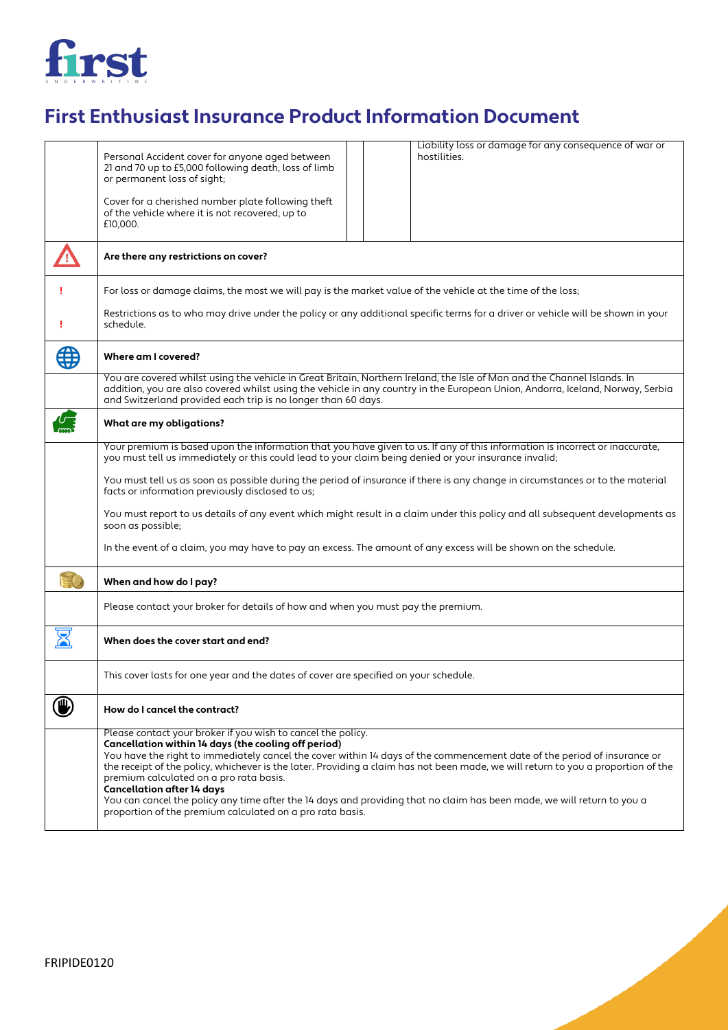# First Enthusiast Insurance Product Information Document

| | | | | |
|---|---|---|---|---|
| | Personal Accident cover for anyone aged between 21 and 70 up to £5,000 following death, loss of limb or permanent loss of sight;<br><br>Cover for a cherished number plate following theft of the vehicle where it is not recovered, up to £10,000. | | | Liability loss or damage for any consequence of war or hostilities. |

## Are there any restrictions on cover?

! For loss or damage claims, the most we will pay is the market value of the vehicle at the time of the loss;

! Restrictions as to who may drive under the policy or any additional specific terms for a driver or vehicle will be shown in your schedule.

## Where am I covered?

You are covered whilst using the vehicle in Great Britain, Northern Ireland, the Isle of Man and the Channel Islands. In addition, you are also covered whilst using the vehicle in any country in the European Union, Andorra, Iceland, Norway, Serbia and Switzerland provided each trip is no longer than 60 days.

## What are my obligations?

Your premium is based upon the information that you have given to us. If any of this information is incorrect or inaccurate, you must tell us immediately or this could lead to your claim being denied or your insurance invalid;

You must tell us as soon as possible during the period of insurance if there is any change in circumstances or to the material facts or information previously disclosed to us;

You must report to us details of any event which might result in a claim under this policy and all subsequent developments as soon as possible;

In the event of a claim, you may have to pay an excess. The amount of any excess will be shown on the schedule.

## When and how do I pay?

Please contact your broker for details of how and when you must pay the premium.

## When does the cover start and end?

This cover lasts for one year and the dates of cover are specified on your schedule.

## How do I cancel the contract?

Please contact your broker if you wish to cancel the policy.

**Cancellation within 14 days (the cooling off period)**

You have the right to immediately cancel the cover within 14 days of the commencement date of the period of insurance or the receipt of the policy, whichever is the later. Providing a claim has not been made, we will return to you a proportion of the premium calculated on a pro rata basis.

**Cancellation after 14 days**

You can cancel the policy any time after the 14 days and providing that no claim has been made, we will return to you a proportion of the premium calculated on a pro rata basis.

FRIPIDE0120